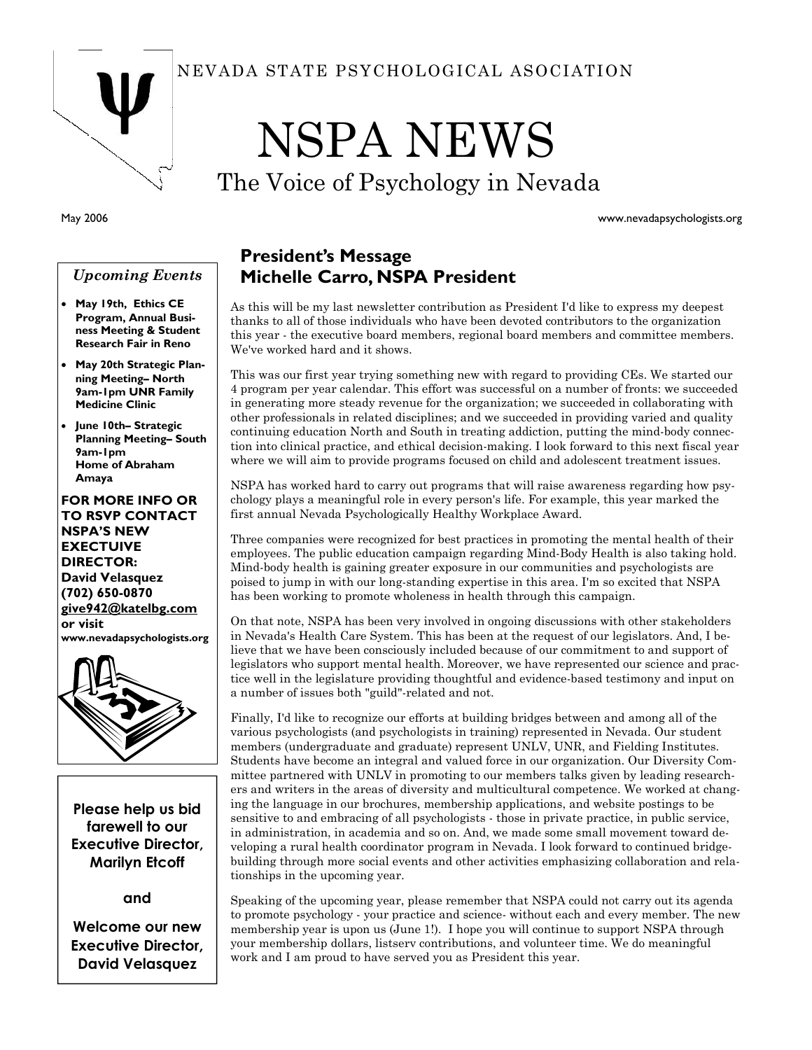NEVADA STATE PSYCHOLOGICAL ASOCIATION

# NSPA NEWS

## The Voice of Psychology in Nevada

May 2006

www.nevadapsychologists.org

*Upcoming Events*

- **May 19th, Ethics CE Program, Annual Business Meeting & Student Research Fair in Reno**
- **May 20th Strategic Planning Meeting– North 9am-1pm UNR Family Medicine Clinic**
- **June 10th– Strategic Planning Meeting– South 9am-1pm Home of Abraham Amaya**

**FOR MORE INFO OR TO RSVP CONTACT NSPA'S NEW EXECTUIVE DIRECTOR:**
**David Velasquez**
**(702) 650-0870**
**give942@katelbg.com**
**or visit**
**www.nevadapsychologists.org**

**Please help us bid farewell to our Executive Director, Marilyn Etcoff**

**and**

**Welcome our new Executive Director, David Velasquez**

## President's Message
## Michelle Carro, NSPA President

As this will be my last newsletter contribution as President I'd like to express my deepest thanks to all of those individuals who have been devoted contributors to the organization this year - the executive board members, regional board members and committee members. We've worked hard and it shows.

This was our first year trying something new with regard to providing CEs. We started our 4 program per year calendar. This effort was successful on a number of fronts: we succeeded in generating more steady revenue for the organization; we succeeded in collaborating with other professionals in related disciplines; and we succeeded in providing varied and quality continuing education North and South in treating addiction, putting the mind-body connection into clinical practice, and ethical decision-making. I look forward to this next fiscal year where we will aim to provide programs focused on child and adolescent treatment issues.

NSPA has worked hard to carry out programs that will raise awareness regarding how psychology plays a meaningful role in every person's life. For example, this year marked the first annual Nevada Psychologically Healthy Workplace Award.

Three companies were recognized for best practices in promoting the mental health of their employees. The public education campaign regarding Mind-Body Health is also taking hold. Mind-body health is gaining greater exposure in our communities and psychologists are poised to jump in with our long-standing expertise in this area. I'm so excited that NSPA has been working to promote wholeness in health through this campaign.

On that note, NSPA has been very involved in ongoing discussions with other stakeholders in Nevada's Health Care System. This has been at the request of our legislators. And, I believe that we have been consciously included because of our commitment to and support of legislators who support mental health. Moreover, we have represented our science and practice well in the legislature providing thoughtful and evidence-based testimony and input on a number of issues both "guild"-related and not.

Finally, I'd like to recognize our efforts at building bridges between and among all of the various psychologists (and psychologists in training) represented in Nevada. Our student members (undergraduate and graduate) represent UNLV, UNR, and Fielding Institutes. Students have become an integral and valued force in our organization. Our Diversity Committee partnered with UNLV in promoting to our members talks given by leading researchers and writers in the areas of diversity and multicultural competence. We worked at changing the language in our brochures, membership applications, and website postings to be sensitive to and embracing of all psychologists - those in private practice, in public service, in administration, in academia and so on. And, we made some small movement toward developing a rural health coordinator program in Nevada. I look forward to continued bridge-building through more social events and other activities emphasizing collaboration and relationships in the upcoming year.

Speaking of the upcoming year, please remember that NSPA could not carry out its agenda to promote psychology - your practice and science- without each and every member. The new membership year is upon us (June 1!). I hope you will continue to support NSPA through your membership dollars, listserv contributions, and volunteer time. We do meaningful work and I am proud to have served you as President this year.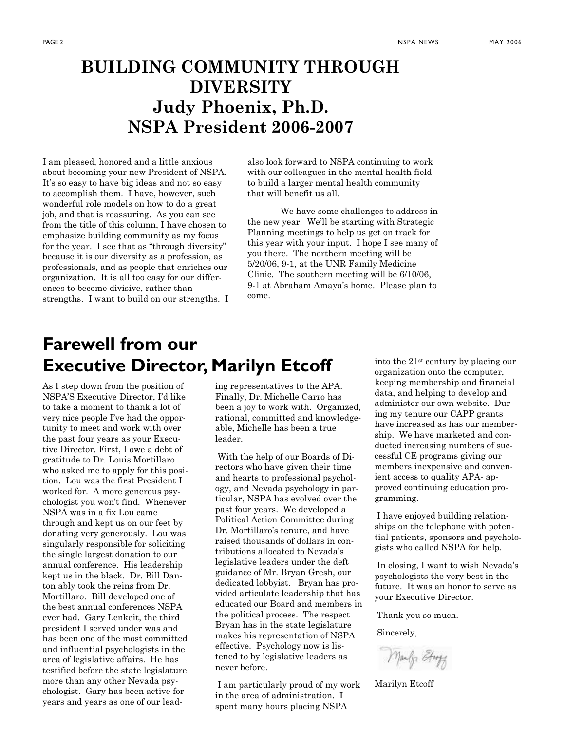# BUILDING COMMUNITY THROUGH DIVERSITY
## Judy Phoenix, Ph.D.
## NSPA President 2006-2007

I am pleased, honored and a little anxious about becoming your new President of NSPA. It's so easy to have big ideas and not so easy to accomplish them. I have, however, such wonderful role models on how to do a great job, and that is reassuring. As you can see from the title of this column, I have chosen to emphasize building community as my focus for the year. I see that as "through diversity" because it is our diversity as a profession, as professionals, and as people that enriches our organization. It is all too easy for our differences to become divisive, rather than strengths. I want to build on our strengths. I also look forward to NSPA continuing to work with our colleagues in the mental health field to build a larger mental health community that will benefit us all.

We have some challenges to address in the new year. We'll be starting with Strategic Planning meetings to help us get on track for this year with your input. I hope I see many of you there. The northern meeting will be 5/20/06, 9-1, at the UNR Family Medicine Clinic. The southern meeting will be 6/10/06, 9-1 at Abraham Amaya's home. Please plan to come.

# Farewell from our Executive Director, Marilyn Etcoff

As I step down from the position of NSPA'S Executive Director, I'd like to take a moment to thank a lot of very nice people I've had the opportunity to meet and work with over the past four years as your Executive Director. First, I owe a debt of gratitude to Dr. Louis Mortillaro who asked me to apply for this position. Lou was the first President I worked for. A more generous psychologist you won't find. Whenever NSPA was in a fix Lou came through and kept us on our feet by donating very generously. Lou was singularly responsible for soliciting the single largest donation to our annual conference. His leadership kept us in the black. Dr. Bill Danton ably took the reins from Dr. Mortillaro. Bill developed one of the best annual conferences NSPA ever had. Gary Lenkeit, the third president I served under was and has been one of the most committed and influential psychologists in the area of legislative affairs. He has testified before the state legislature more than any other Nevada psychologist. Gary has been active for years and years as one of our leading representatives to the APA. Finally, Dr. Michelle Carro has been a joy to work with. Organized, rational, committed and knowledgeable, Michelle has been a true leader.

With the help of our Boards of Directors who have given their time and hearts to professional psychology, and Nevada psychology in particular, NSPA has evolved over the past four years. We developed a Political Action Committee during Dr. Mortillaro's tenure, and have raised thousands of dollars in contributions allocated to Nevada's legislative leaders under the deft guidance of Mr. Bryan Gresh, our dedicated lobbyist. Bryan has provided articulate leadership that has educated our Board and members in the political process. The respect Bryan has in the state legislature makes his representation of NSPA effective. Psychology now is listened to by legislative leaders as never before.

I am particularly proud of my work in the area of administration. I spent many hours placing NSPA into the 21st century by placing our organization onto the computer, keeping membership and financial data, and helping to develop and administer our own website. During my tenure our CAPP grants have increased as has our membership. We have marketed and conducted increasing numbers of successful CE programs giving our members inexpensive and convenient access to quality APA- approved continuing education programming.

I have enjoyed building relationships on the telephone with potential patients, sponsors and psychologists who called NSPA for help.

In closing, I want to wish Nevada's psychologists the very best in the future. It was an honor to serve as your Executive Director.

Thank you so much.

Sincerely,

Marilyn Etcoff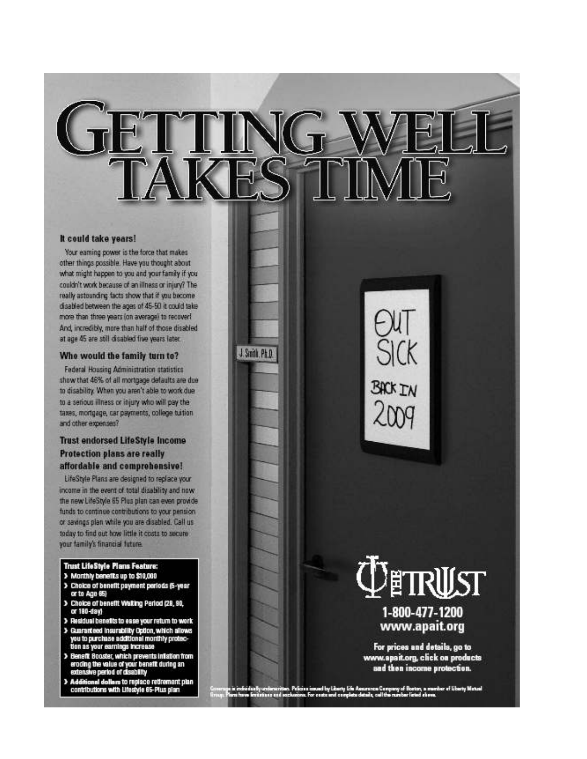# GETTING WELL TAKES TIME

**It could take years!**

Your earning power is the force that makes other things possible. Have you thought about what might happen to you and your family if you couldn't work because of an illness or injury? The really astounding facts show that if you become disabled between the ages of 45-50 it could take more than three years (on average) to recover! And, incredibly, more than half of those disabled at age 45 are still disabled five years later.

### Who would the family turn to?

Federal Housing Administration statistics show that 46% of all mortgage defaults are due to disability. When you aren't able to work due to a serious illness or injury who will pay the taxes, mortgage, car payments, college tuition and other expenses?

### Trust endorsed LifeStyle Income Protection plans are really affordable and comprehensive!

LifeStyle Plans are designed to replace your income in the event of total disability and now the new LifeStyle 65 Plus plan can even provide funds to continue contributions to your pension or savings plan while you are disabled. Call us today to find out how little it costs to secure your family's financial future.

**Trust LifeStyle Plans Feature:**

- Monthly benefits up to $10,000
- Choice of benefit payment periods (5-year or to Age 65)
- Choice of benefit Waiting Period (28, 90, or 180-day)
- Residual benefits to ease your return to work
- Guaranteed Insurability Option, which allows you to purchase additional monthly protection as your earnings increase
- Benefit Booster, which prevents inflation from eroding the value of your benefit during an extensive period of disability
- **Additional dollars** to replace retirement plan contributions with Lifestyle 65-Plus plan

J. Smith, Ph.D.

OUT SICK BACK IN 2009

THE TRUST

1-800-477-1200
www.apait.org

For prices and details, go to www.apait.org, click on products and then income protection.

Coverage is individually underwritten. Policies issued by Liberty Life Assurance Company of Boston, a member of Liberty Mutual Group. Plans have limitations and exclusions. For costs and complete details, call the number listed above.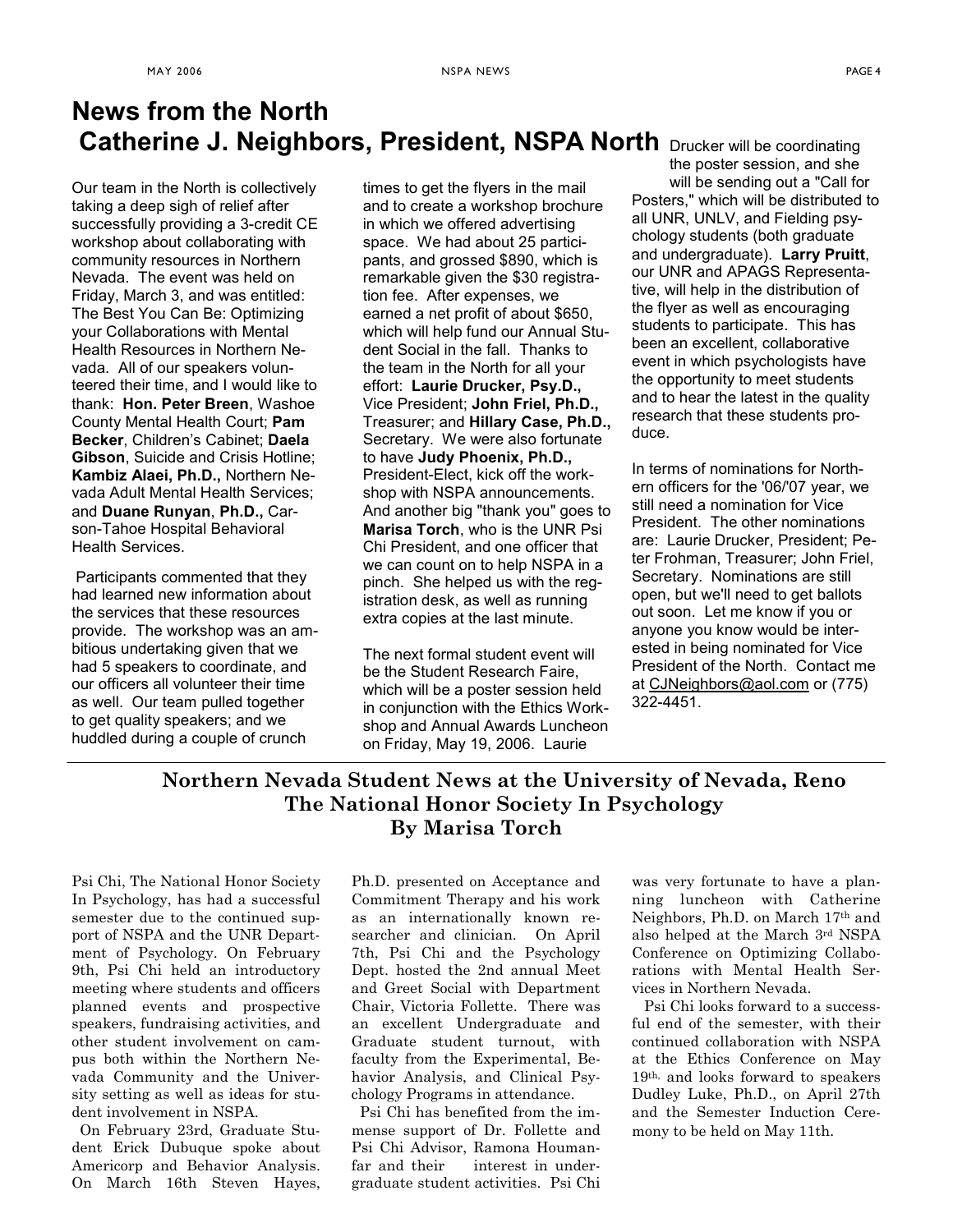# News from the North

## Catherine J. Neighbors, President, NSPA North

Our team in the North is collectively taking a deep sigh of relief after successfully providing a 3-credit CE workshop about collaborating with community resources in Northern Nevada. The event was held on Friday, March 3, and was entitled: The Best You Can Be: Optimizing your Collaborations with Mental Health Resources in Northern Nevada. All of our speakers volunteered their time, and I would like to thank: **Hon. Peter Breen**, Washoe County Mental Health Court; **Pam Becker**, Children's Cabinet; **Daela Gibson**, Suicide and Crisis Hotline; **Kambiz Alaei, Ph.D.,** Northern Nevada Adult Mental Health Services; and **Duane Runyan**, **Ph.D.,** Carson-Tahoe Hospital Behavioral Health Services.

Participants commented that they had learned new information about the services that these resources provide. The workshop was an ambitious undertaking given that we had 5 speakers to coordinate, and our officers all volunteer their time as well. Our team pulled together to get quality speakers; and we huddled during a couple of crunch times to get the flyers in the mail and to create a workshop brochure in which we offered advertising space. We had about 25 participants, and grossed $890, which is remarkable given the $30 registration fee. After expenses, we earned a net profit of about $650, which will help fund our Annual Student Social in the fall. Thanks to the team in the North for all your effort: **Laurie Drucker, Psy.D.,** Vice President; **John Friel, Ph.D.,** Treasurer; and **Hillary Case, Ph.D.,** Secretary. We were also fortunate to have **Judy Phoenix, Ph.D.,** President-Elect, kick off the workshop with NSPA announcements. And another big "thank you" goes to **Marisa Torch**, who is the UNR Psi Chi President, and one officer that we can count on to help NSPA in a pinch. She helped us with the registration desk, as well as running extra copies at the last minute.

The next formal student event will be the Student Research Faire, which will be a poster session held in conjunction with the Ethics Workshop and Annual Awards Luncheon on Friday, May 19, 2006. Laurie Drucker will be coordinating the poster session, and she will be sending out a "Call for Posters," which will be distributed to all UNR, UNLV, and Fielding psychology students (both graduate and undergraduate). **Larry Pruitt**, our UNR and APAGS Representative, will help in the distribution of the flyer as well as encouraging students to participate. This has been an excellent, collaborative event in which psychologists have the opportunity to meet students and to hear the latest in the quality research that these students produce.

In terms of nominations for Northern officers for the '06/'07 year, we still need a nomination for Vice President. The other nominations are: Laurie Drucker, President; Peter Frohman, Treasurer; John Friel, Secretary. Nominations are still open, but we'll need to get ballots out soon. Let me know if you or anyone you know would be interested in being nominated for Vice President of the North. Contact me at CJNeighbors@aol.com or (775) 322-4451.

---

## Northern Nevada Student News at the University of Nevada, Reno
## The National Honor Society In Psychology
### By Marisa Torch

Psi Chi, The National Honor Society In Psychology, has had a successful semester due to the continued support of NSPA and the UNR Department of Psychology. On February 9th, Psi Chi held an introductory meeting where students and officers planned events and prospective speakers, fundraising activities, and other student involvement on campus both within the Northern Nevada Community and the University setting as well as ideas for student involvement in NSPA.

On February 23rd, Graduate Student Erick Dubuque spoke about Americorp and Behavior Analysis. On March 16th Steven Hayes, Ph.D. presented on Acceptance and Commitment Therapy and his work as an internationally known researcher and clinician. On April 7th, Psi Chi and the Psychology Dept. hosted the 2nd annual Meet and Greet Social with Department Chair, Victoria Follette. There was an excellent Undergraduate and Graduate student turnout, with faculty from the Experimental, Behavior Analysis, and Clinical Psychology Programs in attendance.

Psi Chi has benefited from the immense support of Dr. Follette and Psi Chi Advisor, Ramona Houmanfar and their interest in undergraduate student activities. Psi Chi was very fortunate to have a planning luncheon with Catherine Neighbors, Ph.D. on March 17th and also helped at the March 3rd NSPA Conference on Optimizing Collaborations with Mental Health Services in Northern Nevada.

Psi Chi looks forward to a successful end of the semester, with their continued collaboration with NSPA at the Ethics Conference on May 19th, and looks forward to speakers Dudley Luke, Ph.D., on April 27th and the Semester Induction Ceremony to be held on May 11th.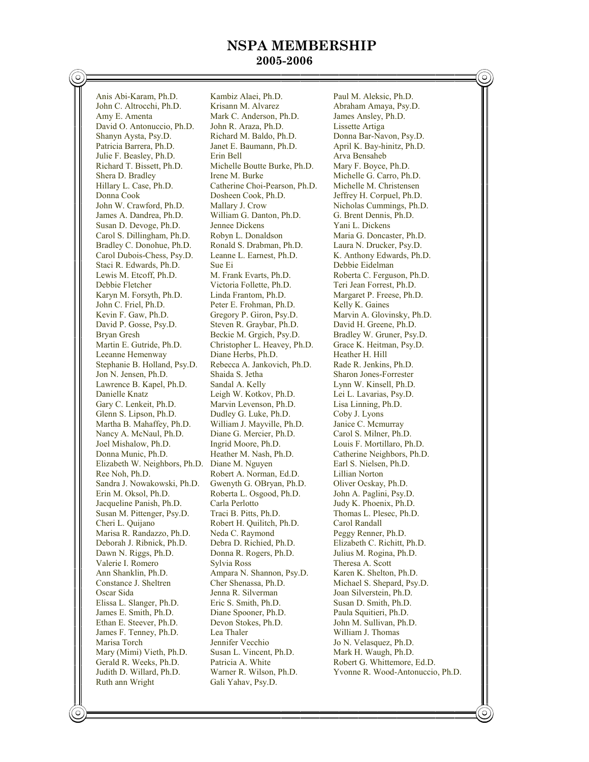# NSPA MEMBERSHIP
## 2005-2006

Anis Abi-Karam, Ph.D.
John C. Altrocchi, Ph.D.
Amy E. Amenta
David O. Antonuccio, Ph.D.
Shanyn Aysta, Psy.D.
Patricia Barrera, Ph.D.
Julie F. Beasley, Ph.D.
Richard T. Bissett, Ph.D.
Shera D. Bradley
Hillary L. Case, Ph.D.
Donna Cook
John W. Crawford, Ph.D.
James A. Dandrea, Ph.D.
Susan D. Devoge, Ph.D.
Carol S. Dillingham, Ph.D.
Bradley C. Donohue, Ph.D.
Carol Dubois-Chess, Psy.D.
Staci R. Edwards, Ph.D.
Lewis M. Etcoff, Ph.D.
Debbie Fletcher
Karyn M. Forsyth, Ph.D.
John C. Friel, Ph.D.
Kevin F. Gaw, Ph.D.
David P. Gosse, Psy.D.
Bryan Gresh
Martin E. Gutride, Ph.D.
Leeanne Hemenway
Stephanie B. Holland, Psy.D.
Jon N. Jensen, Ph.D.
Lawrence B. Kapel, Ph.D.
Danielle Knatz
Gary C. Lenkeit, Ph.D.
Glenn S. Lipson, Ph.D.
Martha B. Mahaffey, Ph.D.
Nancy A. McNaul, Ph.D.
Joel Mishalow, Ph.D.
Donna Munic, Ph.D.
Elizabeth W. Neighbors, Ph.D.
Ree Noh, Ph.D.
Sandra J. Nowakowski, Ph.D.
Erin M. Oksol, Ph.D.
Jacqueline Panish, Ph.D.
Susan M. Pittenger, Psy.D.
Cheri L. Quijano
Marisa R. Randazzo, Ph.D.
Deborah J. Ribnick, Ph.D.
Dawn N. Riggs, Ph.D.
Valerie I. Romero
Ann Shanklin, Ph.D.
Constance J. Sheltren
Oscar Sida
Elissa L. Slanger, Ph.D.
James E. Smith, Ph.D.
Ethan E. Steever, Ph.D.
James F. Tenney, Ph.D.
Marisa Torch
Mary (Mimi) Vieth, Ph.D.
Gerald R. Weeks, Ph.D.
Judith D. Willard, Ph.D.
Ruth ann Wright

Kambiz Alaei, Ph.D.
Krisann M. Alvarez
Mark C. Anderson, Ph.D.
John R. Araza, Ph.D.
Richard M. Baldo, Ph.D.
Janet E. Baumann, Ph.D.
Erin Bell
Michelle Boutte Burke, Ph.D.
Irene M. Burke
Catherine Choi-Pearson, Ph.D.
Dosheen Cook, Ph.D.
Mallary J. Crow
William G. Danton, Ph.D.
Jennee Dickens
Robyn L. Donaldson
Ronald S. Drabman, Ph.D.
Leanne L. Earnest, Ph.D.
Sue Ei
M. Frank Evarts, Ph.D.
Victoria Follette, Ph.D.
Linda Frantom, Ph.D.
Peter E. Frohman, Ph.D.
Gregory P. Giron, Psy.D.
Steven R. Graybar, Ph.D.
Beckie M. Grgich, Psy.D.
Christopher L. Heavey, Ph.D.
Diane Herbs, Ph.D.
Rebecca A. Jankovich, Ph.D.
Shaida S. Jetha
Sandal A. Kelly
Leigh W. Kotkov, Ph.D.
Marvin Levenson, Ph.D.
Dudley G. Luke, Ph.D.
William J. Mayville, Ph.D.
Diane G. Mercier, Ph.D.
Ingrid Moore, Ph.D.
Heather M. Nash, Ph.D.
Diane M. Nguyen
Robert A. Norman, Ed.D.
Gwenyth G. OBryan, Ph.D.
Roberta L. Osgood, Ph.D.
Carla Perlotto
Traci B. Pitts, Ph.D.
Robert H. Quilitch, Ph.D.
Neda C. Raymond
Debra D. Richied, Ph.D.
Donna R. Rogers, Ph.D.
Sylvia Ross
Ampara N. Shannon, Psy.D.
Cher Shenassa, Ph.D.
Jenna R. Silverman
Eric S. Smith, Ph.D.
Diane Spooner, Ph.D.
Devon Stokes, Ph.D.
Lea Thaler
Jennifer Vecchio
Susan L. Vincent, Ph.D.
Patricia A. White
Warner R. Wilson, Ph.D.
Gali Yahav, Psy.D.

Paul M. Aleksic, Ph.D.
Abraham Amaya, Psy.D.
James Ansley, Ph.D.
Lissette Artiga
Donna Bar-Navon, Psy.D.
April K. Bay-hinitz, Ph.D.
Arva Bensaheb
Mary F. Boyce, Ph.D.
Michelle G. Carro, Ph.D.
Michelle M. Christensen
Jeffrey H. Corpuel, Ph.D.
Nicholas Cummings, Ph.D.
G. Brent Dennis, Ph.D.
Yani L. Dickens
Maria G. Doncaster, Ph.D.
Laura N. Drucker, Psy.D.
K. Anthony Edwards, Ph.D.
Debbie Eidelman
Roberta C. Ferguson, Ph.D.
Teri Jean Forrest, Ph.D.
Margaret P. Freese, Ph.D.
Kelly K. Gaines
Marvin A. Glovinsky, Ph.D.
David H. Greene, Ph.D.
Bradley W. Gruner, Psy.D.
Grace K. Heitman, Psy.D.
Heather H. Hill
Rade R. Jenkins, Ph.D.
Sharon Jones-Forrester
Lynn W. Kinsell, Ph.D.
Lei L. Lavarias, Psy.D.
Lisa Linning, Ph.D.
Coby J. Lyons
Janice C. Mcmurray
Carol S. Milner, Ph.D.
Louis F. Mortillaro, Ph.D.
Catherine Neighbors, Ph.D.
Earl S. Nielsen, Ph.D.
Lillian Norton
Oliver Ocskay, Ph.D.
John A. Paglini, Psy.D.
Judy K. Phoenix, Ph.D.
Thomas L. Plesec, Ph.D.
Carol Randall
Peggy Renner, Ph.D.
Elizabeth C. Richitt, Ph.D.
Julius M. Rogina, Ph.D.
Theresa A. Scott
Karen K. Shelton, Ph.D.
Michael S. Shepard, Psy.D.
Joan Silverstein, Ph.D.
Susan D. Smith, Ph.D.
Paula Squitieri, Ph.D.
John M. Sullivan, Ph.D.
William J. Thomas
Jo N. Velasquez, Ph.D.
Mark H. Waugh, Ph.D.
Robert G. Whittemore, Ed.D.
Yvonne R. Wood-Antonuccio, Ph.D.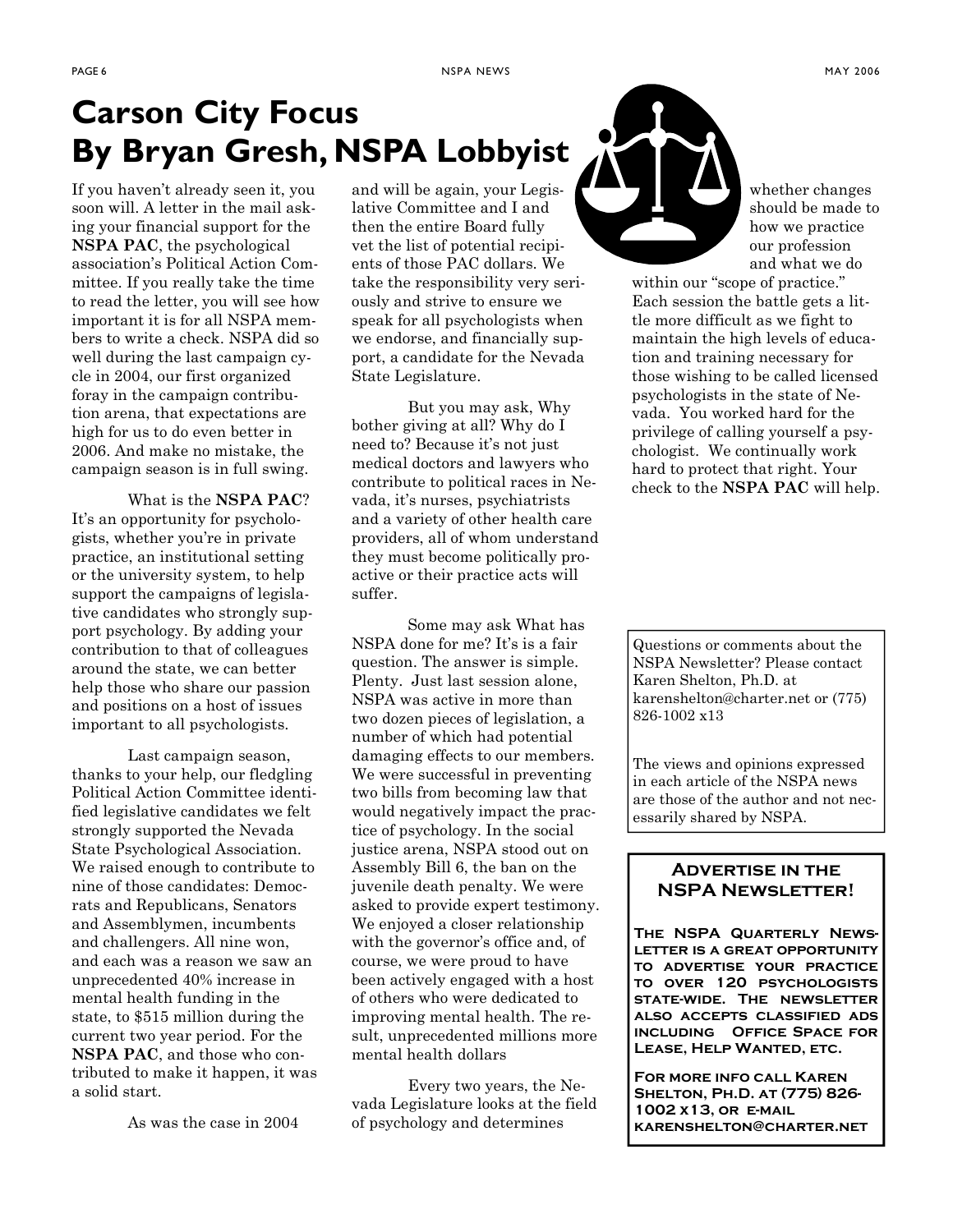# Carson City Focus
# By Bryan Gresh, NSPA Lobbyist

If you haven't already seen it, you soon will. A letter in the mail asking your financial support for the **NSPA PAC**, the psychological association's Political Action Committee. If you really take the time to read the letter, you will see how important it is for all NSPA members to write a check. NSPA did so well during the last campaign cycle in 2004, our first organized foray in the campaign contribution arena, that expectations are high for us to do even better in 2006. And make no mistake, the campaign season is in full swing.

What is the **NSPA PAC**? It's an opportunity for psychologists, whether you're in private practice, an institutional setting or the university system, to help support the campaigns of legislative candidates who strongly support psychology. By adding your contribution to that of colleagues around the state, we can better help those who share our passion and positions on a host of issues important to all psychologists.

Last campaign season, thanks to your help, our fledgling Political Action Committee identified legislative candidates we felt strongly supported the Nevada State Psychological Association. We raised enough to contribute to nine of those candidates: Democrats and Republicans, Senators and Assemblymen, incumbents and challengers. All nine won, and each was a reason we saw an unprecedented 40% increase in mental health funding in the state, to $515 million during the current two year period. For the **NSPA PAC**, and those who contributed to make it happen, it was a solid start.

As was the case in 2004 and will be again, your Legislative Committee and I and then the entire Board fully vet the list of potential recipients of those PAC dollars. We take the responsibility very seriously and strive to ensure we speak for all psychologists when we endorse, and financially support, a candidate for the Nevada State Legislature.

But you may ask, Why bother giving at all? Why do I need to? Because it's not just medical doctors and lawyers who contribute to political races in Nevada, it's nurses, psychiatrists and a variety of other health care providers, all of whom understand they must become politically proactive or their practice acts will suffer.

Some may ask What has NSPA done for me? It's is a fair question. The answer is simple. Plenty. Just last session alone, NSPA was active in more than two dozen pieces of legislation, a number of which had potential damaging effects to our members. We were successful in preventing two bills from becoming law that would negatively impact the practice of psychology. In the social justice arena, NSPA stood out on Assembly Bill 6, the ban on the juvenile death penalty. We were asked to provide expert testimony. We enjoyed a closer relationship with the governor's office and, of course, we were proud to have been actively engaged with a host of others who were dedicated to improving mental health. The result, unprecedented millions more mental health dollars

Every two years, the Nevada Legislature looks at the field of psychology and determines whether changes should be made to how we practice our profession and what we do within our "scope of practice." Each session the battle gets a little more difficult as we fight to maintain the high levels of education and training necessary for those wishing to be called licensed psychologists in the state of Nevada. You worked hard for the privilege of calling yourself a psychologist. We continually work hard to protect that right. Your check to the **NSPA PAC** will help.

---

Questions or comments about the NSPA Newsletter? Please contact Karen Shelton, Ph.D. at karenshelton@charter.net or (775) 826-1002 x13

The views and opinions expressed in each article of the NSPA news are those of the author and not necessarily shared by NSPA.

---

### Advertise in the NSPA Newsletter!

**The NSPA Quarterly Newsletter is a great opportunity to advertise your practice to over 120 psychologists state-wide. The newsletter also accepts classified ads including Office Space for Lease, Help Wanted, etc.**

**For more info call Karen Shelton, Ph.D. at (775) 826-1002 x13, or e-mail karenshelton@charter.net**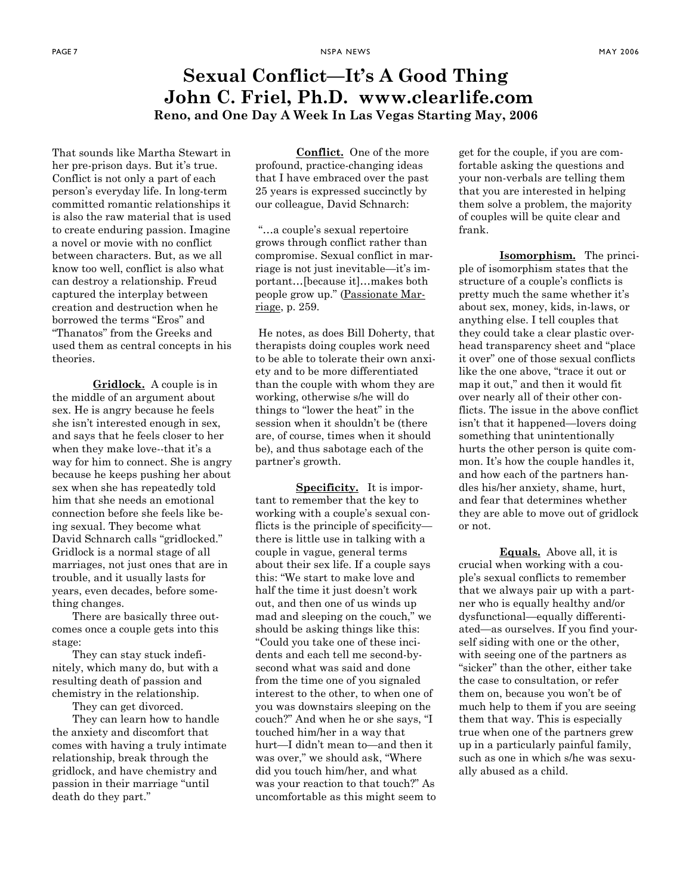# Sexual Conflict—It's A Good Thing

## John C. Friel, Ph.D. www.clearlife.com

### Reno, and One Day A Week In Las Vegas Starting May, 2006

That sounds like Martha Stewart in her pre-prison days. But it's true. Conflict is not only a part of each person's everyday life. In long-term committed romantic relationships it is also the raw material that is used to create enduring passion. Imagine a novel or movie with no conflict between characters. But, as we all know too well, conflict is also what can destroy a relationship. Freud captured the interplay between creation and destruction when he borrowed the terms "Eros" and "Thanatos" from the Greeks and used them as central concepts in his theories.

**Gridlock.** A couple is in the middle of an argument about sex. He is angry because he feels she isn't interested enough in sex, and says that he feels closer to her when they make love--that it's a way for him to connect. She is angry because he keeps pushing her about sex when she has repeatedly told him that she needs an emotional connection before she feels like being sexual. They become what David Schnarch calls "gridlocked." Gridlock is a normal stage of all marriages, not just ones that are in trouble, and it usually lasts for years, even decades, before something changes.

There are basically three outcomes once a couple gets into this stage:

They can stay stuck indefinitely, which many do, but with a resulting death of passion and chemistry in the relationship.

They can get divorced.

They can learn how to handle the anxiety and discomfort that comes with having a truly intimate relationship, break through the gridlock, and have chemistry and passion in their marriage "until death do they part."

**Conflict.** One of the more profound, practice-changing ideas that I have embraced over the past 25 years is expressed succinctly by our colleague, David Schnarch:

"…a couple's sexual repertoire grows through conflict rather than compromise. Sexual conflict in marriage is not just inevitable—it's important…[because it]…makes both people grow up." (Passionate Marriage, p. 259.

He notes, as does Bill Doherty, that therapists doing couples work need to be able to tolerate their own anxiety and to be more differentiated than the couple with whom they are working, otherwise s/he will do things to "lower the heat" in the session when it shouldn't be (there are, of course, times when it should be), and thus sabotage each of the partner's growth.

**Specificity.** It is important to remember that the key to working with a couple's sexual conflicts is the principle of specificity—there is little use in talking with a couple in vague, general terms about their sex life. If a couple says this: "We start to make love and half the time it just doesn't work out, and then one of us winds up mad and sleeping on the couch," we should be asking things like this: "Could you take one of these incidents and each tell me second-by-second what was said and done from the time one of you signaled interest to the other, to when one of you was downstairs sleeping on the couch?" And when he or she says, "I touched him/her in a way that hurt—I didn't mean to—and then it was over," we should ask, "Where did you touch him/her, and what was your reaction to that touch?" As uncomfortable as this might seem to get for the couple, if you are comfortable asking the questions and your non-verbals are telling them that you are interested in helping them solve a problem, the majority of couples will be quite clear and frank.

**Isomorphism.** The principle of isomorphism states that the structure of a couple's conflicts is pretty much the same whether it's about sex, money, kids, in-laws, or anything else. I tell couples that they could take a clear plastic overhead transparency sheet and "place it over" one of those sexual conflicts like the one above, "trace it out or map it out," and then it would fit over nearly all of their other conflicts. The issue in the above conflict isn't that it happened—lovers doing something that unintentionally hurts the other person is quite common. It's how the couple handles it, and how each of the partners handles his/her anxiety, shame, hurt, and fear that determines whether they are able to move out of gridlock or not.

**Equals.** Above all, it is crucial when working with a couple's sexual conflicts to remember that we always pair up with a partner who is equally healthy and/or dysfunctional—equally differentiated—as ourselves. If you find yourself siding with one or the other, with seeing one of the partners as "sicker" than the other, either take the case to consultation, or refer them on, because you won't be of much help to them if you are seeing them that way. This is especially true when one of the partners grew up in a particularly painful family, such as one in which s/he was sexually abused as a child.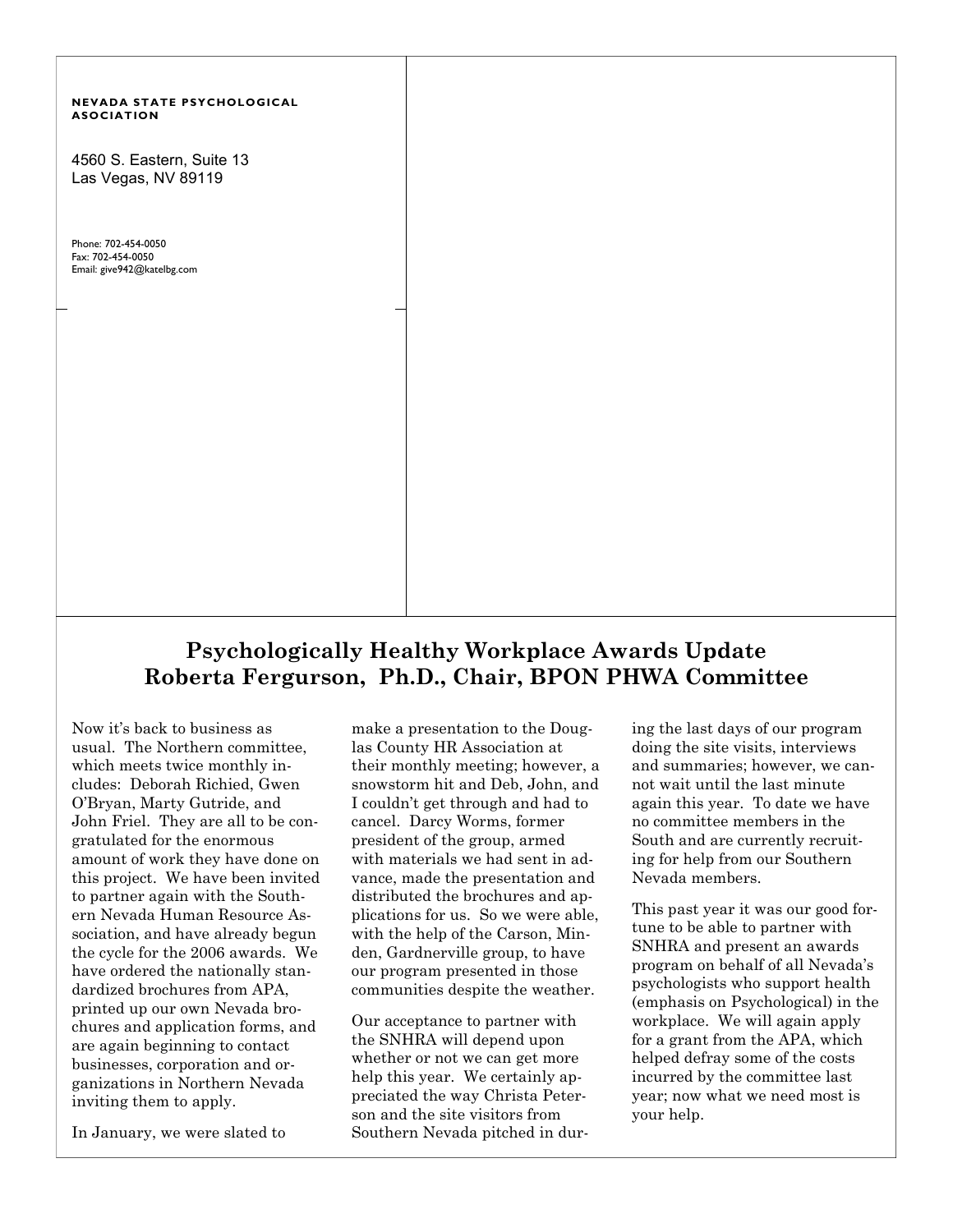**NEVADA STATE PSYCHOLOGICAL ASSOCIATION**

4560 S. Eastern, Suite 13
Las Vegas, NV 89119

Phone: 702-454-0050
Fax: 702-454-0050
Email: give942@katelbg.com

## Psychologically Healthy Workplace Awards Update
## Roberta Fergurson, Ph.D., Chair, BPON PHWA Committee

Now it's back to business as usual. The Northern committee, which meets twice monthly includes: Deborah Richied, Gwen O'Bryan, Marty Gutride, and John Friel. They are all to be congratulated for the enormous amount of work they have done on this project. We have been invited to partner again with the Southern Nevada Human Resource Association, and have already begun the cycle for the 2006 awards. We have ordered the nationally standardized brochures from APA, printed up our own Nevada brochures and application forms, and are again beginning to contact businesses, corporation and organizations in Northern Nevada inviting them to apply.

In January, we were slated to make a presentation to the Douglas County HR Association at their monthly meeting; however, a snowstorm hit and Deb, John, and I couldn't get through and had to cancel. Darcy Worms, former president of the group, armed with materials we had sent in advance, made the presentation and distributed the brochures and applications for us. So we were able, with the help of the Carson, Minden, Gardnerville group, to have our program presented in those communities despite the weather.

Our acceptance to partner with the SNHRA will depend upon whether or not we can get more help this year. We certainly appreciated the way Christa Peterson and the site visitors from Southern Nevada pitched in during the last days of our program doing the site visits, interviews and summaries; however, we cannot wait until the last minute again this year. To date we have no committee members in the South and are currently recruiting for help from our Southern Nevada members.

This past year it was our good fortune to be able to partner with SNHRA and present an awards program on behalf of all Nevada's psychologists who support health (emphasis on Psychological) in the workplace. We will again apply for a grant from the APA, which helped defray some of the costs incurred by the committee last year; now what we need most is your help.